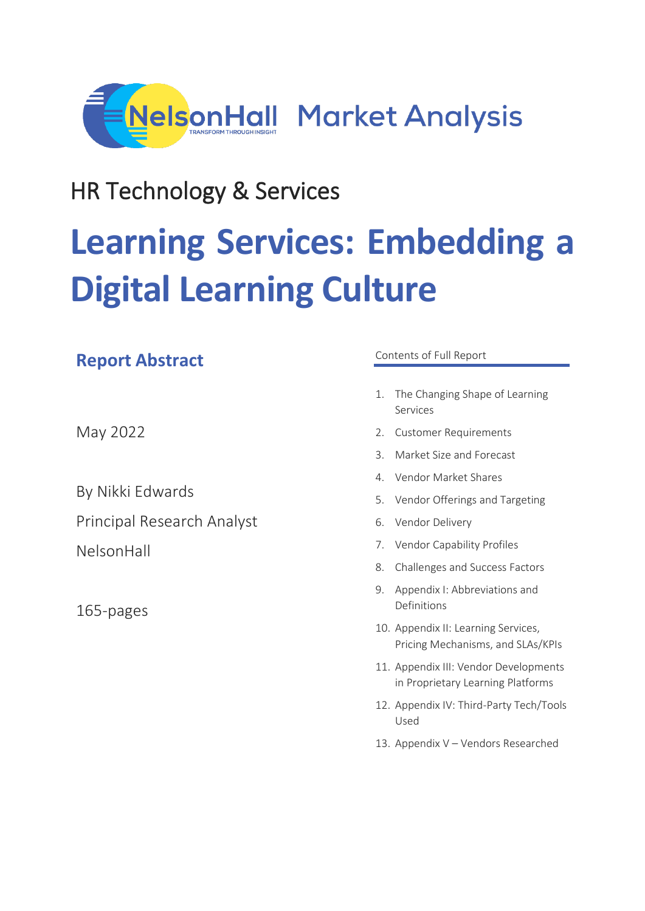NelsonHall Market Analysis

HR Technology & Services

# Learning Services: Embedding a Digital Learning Culture

## Report Abstract

May 2022

By Nikki Edwards

Principal Research Analyst

NelsonHall

165-pages

### Contents of Full Report

1. The Changing Shape of Learning Services
2. Customer Requirements
3. Market Size and Forecast
4. Vendor Market Shares
5. Vendor Offerings and Targeting
6. Vendor Delivery
7. Vendor Capability Profiles
8. Challenges and Success Factors
9. Appendix I: Abbreviations and Definitions
10. Appendix II: Learning Services, Pricing Mechanisms, and SLAs/KPIs
11. Appendix III: Vendor Developments in Proprietary Learning Platforms
12. Appendix IV: Third-Party Tech/Tools Used
13. Appendix V – Vendors Researched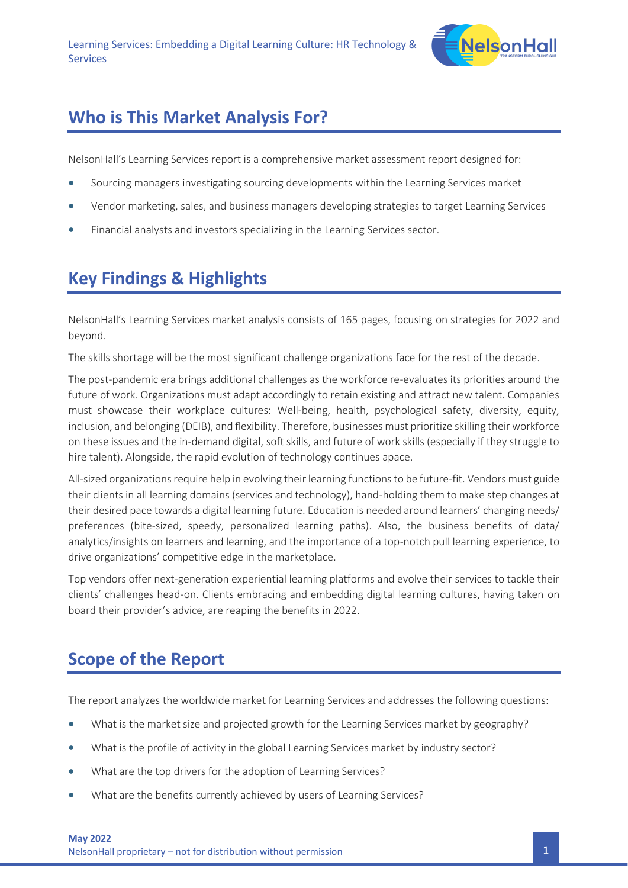## Who is This Market Analysis For?

NelsonHall's Learning Services report is a comprehensive market assessment report designed for:

- Sourcing managers investigating sourcing developments within the Learning Services market
- Vendor marketing, sales, and business managers developing strategies to target Learning Services
- Financial analysts and investors specializing in the Learning Services sector.

## Key Findings & Highlights

NelsonHall's Learning Services market analysis consists of 165 pages, focusing on strategies for 2022 and beyond.

The skills shortage will be the most significant challenge organizations face for the rest of the decade.

The post-pandemic era brings additional challenges as the workforce re-evaluates its priorities around the future of work. Organizations must adapt accordingly to retain existing and attract new talent. Companies must showcase their workplace cultures: Well-being, health, psychological safety, diversity, equity, inclusion, and belonging (DEIB), and flexibility. Therefore, businesses must prioritize skilling their workforce on these issues and the in-demand digital, soft skills, and future of work skills (especially if they struggle to hire talent). Alongside, the rapid evolution of technology continues apace.

All-sized organizations require help in evolving their learning functions to be future-fit. Vendors must guide their clients in all learning domains (services and technology), hand-holding them to make step changes at their desired pace towards a digital learning future. Education is needed around learners' changing needs/ preferences (bite-sized, speedy, personalized learning paths). Also, the business benefits of data/ analytics/insights on learners and learning, and the importance of a top-notch pull learning experience, to drive organizations' competitive edge in the marketplace.

Top vendors offer next-generation experiential learning platforms and evolve their services to tackle their clients' challenges head-on. Clients embracing and embedding digital learning cultures, having taken on board their provider's advice, are reaping the benefits in 2022.

## Scope of the Report

The report analyzes the worldwide market for Learning Services and addresses the following questions:

- What is the market size and projected growth for the Learning Services market by geography?
- What is the profile of activity in the global Learning Services market by industry sector?
- What are the top drivers for the adoption of Learning Services?
- What are the benefits currently achieved by users of Learning Services?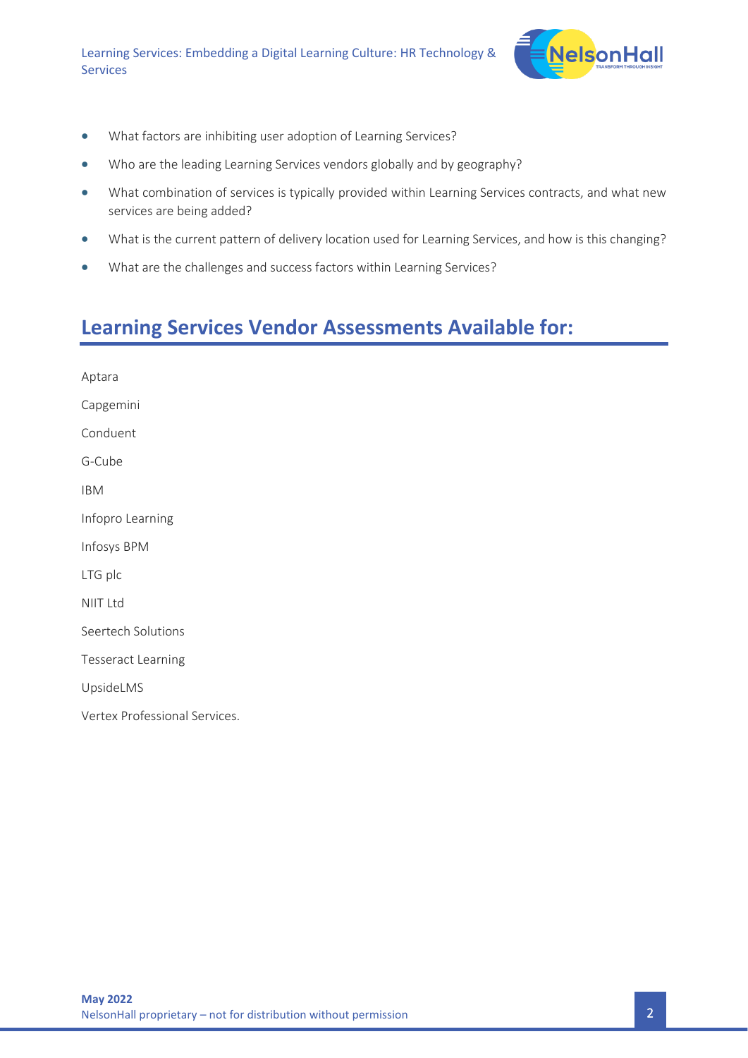- What factors are inhibiting user adoption of Learning Services?
- Who are the leading Learning Services vendors globally and by geography?
- What combination of services is typically provided within Learning Services contracts, and what new services are being added?
- What is the current pattern of delivery location used for Learning Services, and how is this changing?
- What are the challenges and success factors within Learning Services?

## Learning Services Vendor Assessments Available for:

Aptara

Capgemini

Conduent

G-Cube

IBM

Infopro Learning

Infosys BPM

LTG plc

NIIT Ltd

Seertech Solutions

Tesseract Learning

UpsideLMS

Vertex Professional Services.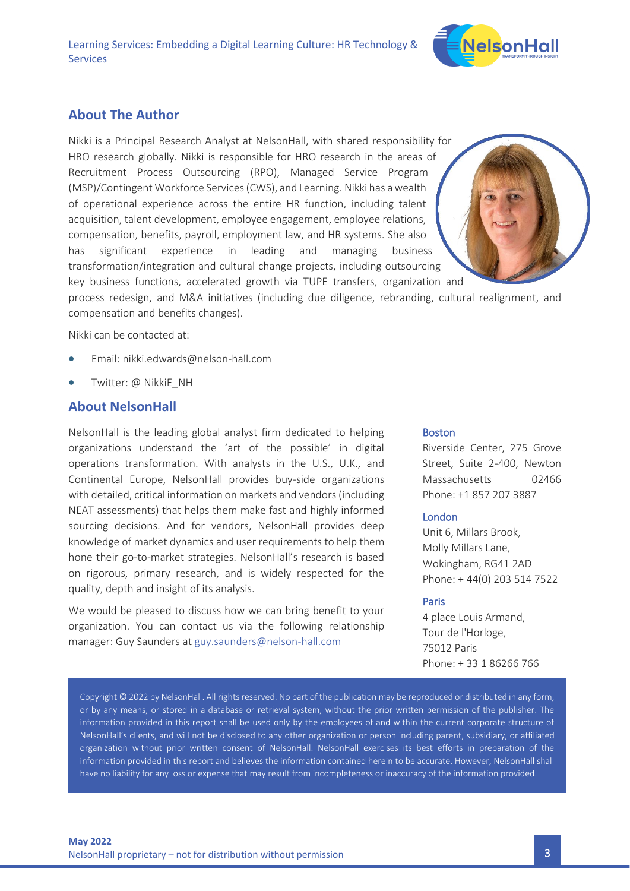## About The Author

Nikki is a Principal Research Analyst at NelsonHall, with shared responsibility for HRO research globally. Nikki is responsible for HRO research in the areas of Recruitment Process Outsourcing (RPO), Managed Service Program (MSP)/Contingent Workforce Services (CWS), and Learning. Nikki has a wealth of operational experience across the entire HR function, including talent acquisition, talent development, employee engagement, employee relations, compensation, benefits, payroll, employment law, and HR systems. She also has significant experience in leading and managing business transformation/integration and cultural change projects, including outsourcing key business functions, accelerated growth via TUPE transfers, organization and process redesign, and M&A initiatives (including due diligence, rebranding, cultural realignment, and compensation and benefits changes).

Nikki can be contacted at:

- Email: nikki.edwards@nelson-hall.com
- Twitter: @ NikkiE_NH

## About NelsonHall

NelsonHall is the leading global analyst firm dedicated to helping organizations understand the 'art of the possible' in digital operations transformation. With analysts in the U.S., U.K., and Continental Europe, NelsonHall provides buy-side organizations with detailed, critical information on markets and vendors (including NEAT assessments) that helps them make fast and highly informed sourcing decisions. And for vendors, NelsonHall provides deep knowledge of market dynamics and user requirements to help them hone their go-to-market strategies. NelsonHall's research is based on rigorous, primary research, and is widely respected for the quality, depth and insight of its analysis.

We would be pleased to discuss how we can bring benefit to your organization. You can contact us via the following relationship manager: Guy Saunders at guy.saunders@nelson-hall.com

**Boston**
Riverside Center, 275 Grove Street, Suite 2-400, Newton Massachusetts 02466
Phone: +1 857 207 3887

**London**
Unit 6, Millars Brook,
Molly Millars Lane,
Wokingham, RG41 2AD
Phone: + 44(0) 203 514 7522

**Paris**
4 place Louis Armand,
Tour de l'Horloge,
75012 Paris
Phone: + 33 1 86266 766

Copyright © 2022 by NelsonHall. All rights reserved. No part of the publication may be reproduced or distributed in any form, or by any means, or stored in a database or retrieval system, without the prior written permission of the publisher. The information provided in this report shall be used only by the employees of and within the current corporate structure of NelsonHall's clients, and will not be disclosed to any other organization or person including parent, subsidiary, or affiliated organization without prior written consent of NelsonHall. NelsonHall exercises its best efforts in preparation of the information provided in this report and believes the information contained herein to be accurate. However, NelsonHall shall have no liability for any loss or expense that may result from incompleteness or inaccuracy of the information provided.